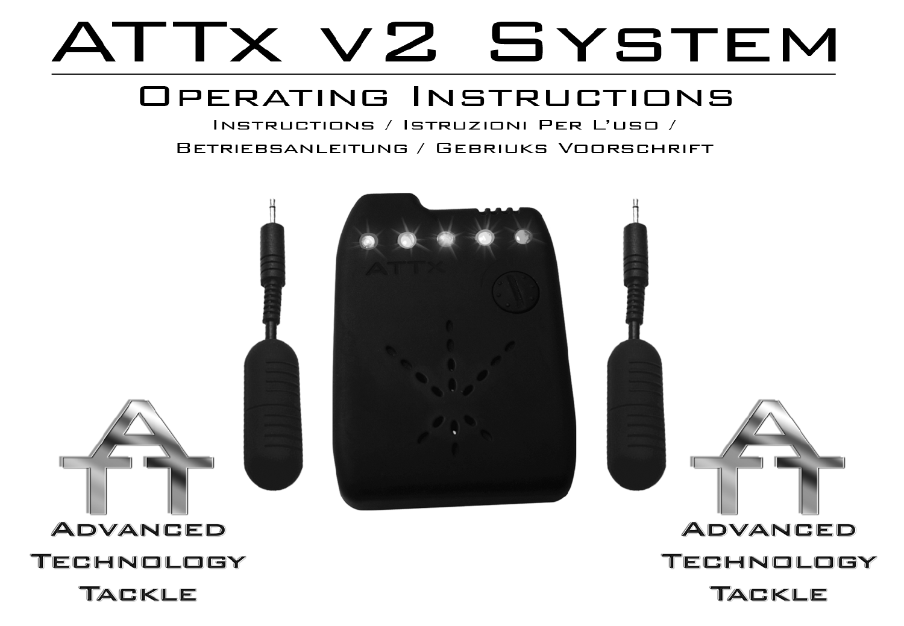# ATTx v2 System

## Operating Instructions

Instructions / Istruzioni Per L'uso / Betriebsanleitung / Gebriuks Voorschrift

Advanced Technology Tackle

Advanced Technology Tackle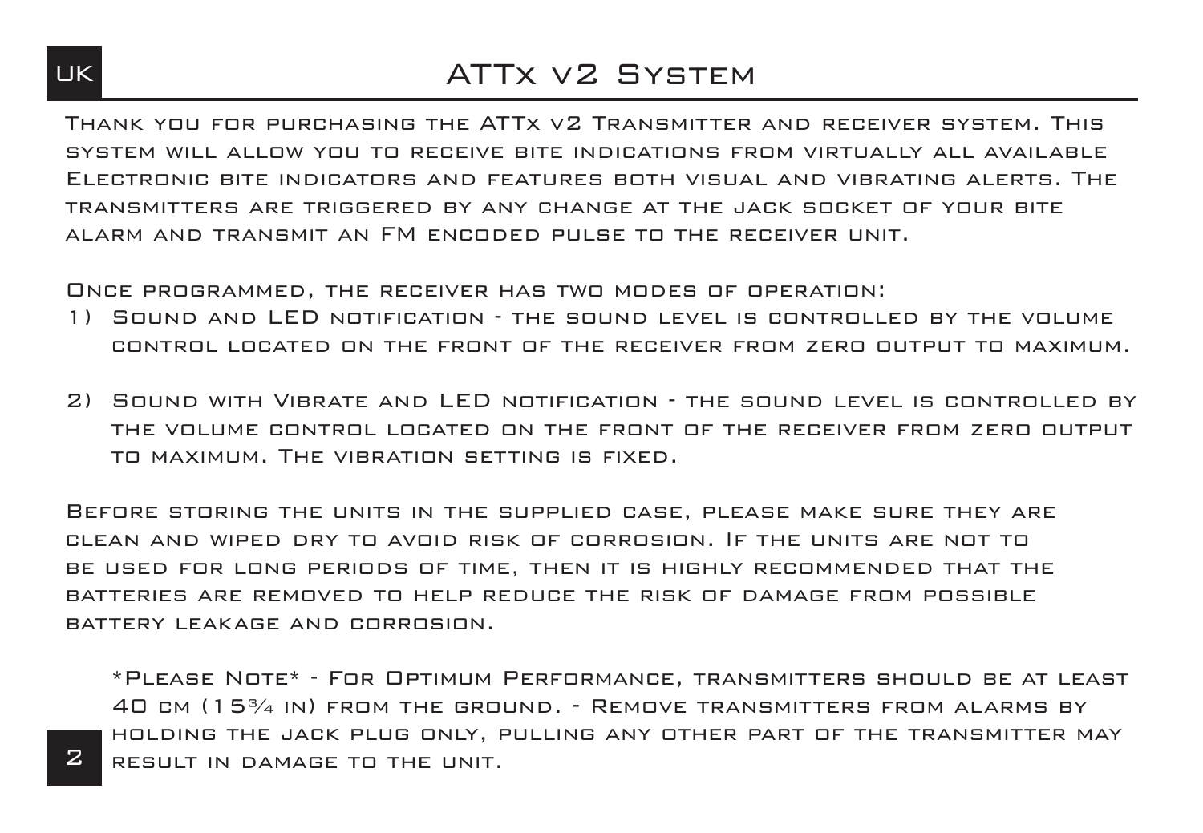# ATTx v2 System

Thank you for purchasing the ATTx v2 Transmitter and receiver system. This system will allow you to receive bite indications from virtually all available Electronic bite indicators and features both visual and vibrating alerts. The transmitters are triggered by any change at the jack socket of your bite alarm and transmit an FM encoded pulse to the receiver unit.

Once programmed, the receiver has two modes of operation:

1) Sound and LED notification - the sound level is controlled by the volume control located on the front of the receiver from zero output to maximum.

2) Sound with Vibrate and LED notification - the sound level is controlled by the volume control located on the front of the receiver from zero output to maximum. The vibration setting is fixed.

Before storing the units in the supplied case, please make sure they are clean and wiped dry to avoid risk of corrosion. If the units are not to be used for long periods of time, then it is highly recommended that the batteries are removed to help reduce the risk of damage from possible battery leakage and corrosion.

*Please Note* - For Optimum Performance, transmitters should be at least 40 cm (15¾ in) from the ground. - Remove transmitters from alarms by holding the jack plug only, pulling any other part of the transmitter may result in damage to the unit.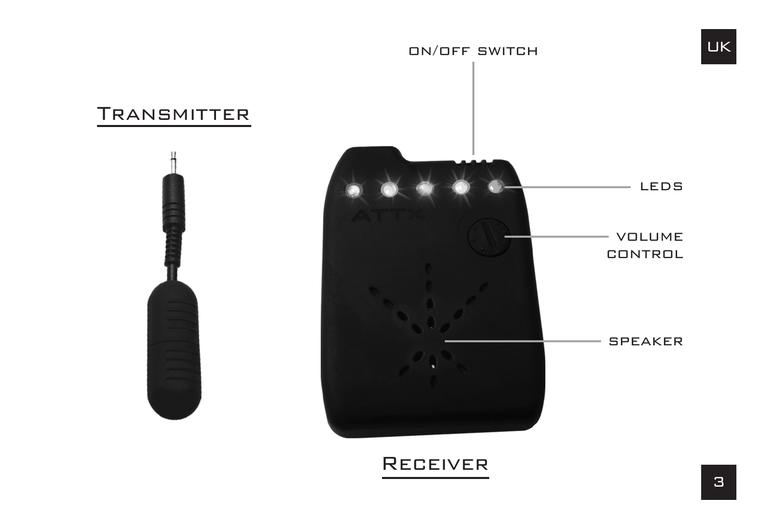## Transmitter

ON/OFF SWITCH

LEDS

VOLUME CONTROL

SPEAKER

## Receiver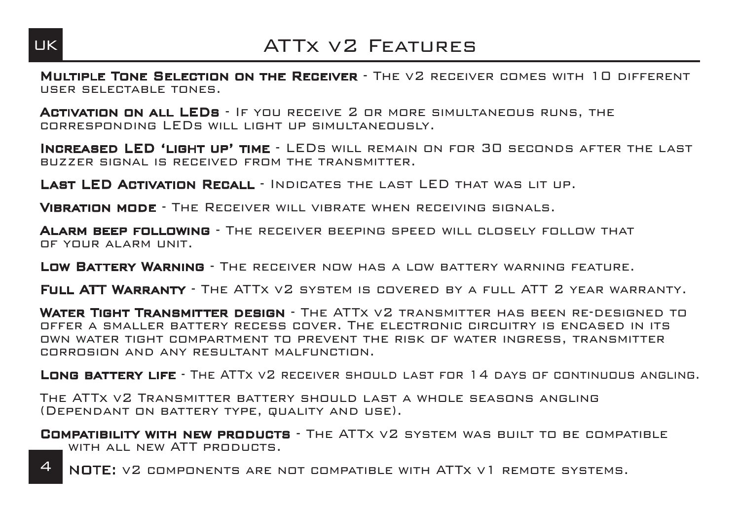# ATTx v2 Features

**Multiple Tone Selection on the Receiver** - The v2 receiver comes with 10 different user selectable tones.

**Activation on all LEDs** - If you receive 2 or more simultaneous runs, the corresponding LEDs will light up simultaneously.

**Increased LED 'light up' time** - LEDs will remain on for 30 seconds after the last buzzer signal is received from the transmitter.

**Last LED Activation Recall** - Indicates the last LED that was lit up.

**Vibration mode** - The Receiver will vibrate when receiving signals.

**Alarm beep following** - The receiver beeping speed will closely follow that of your alarm unit.

**Low Battery Warning** - The receiver now has a low battery warning feature.

**Full ATT Warranty** - The ATTx v2 system is covered by a full ATT 2 year warranty.

**Water Tight Transmitter design** - The ATTx v2 transmitter has been re-designed to offer a smaller battery recess cover. The electronic circuitry is encased in its own water tight compartment to prevent the risk of water ingress, transmitter corrosion and any resultant malfunction.

**Long battery life** - The ATTx v2 receiver should last for 14 days of continuous angling.

The ATTx v2 Transmitter battery should last a whole seasons angling (Dependant on battery type, quality and use).

**Compatibility with new products** - The ATTx v2 system was built to be compatible with all new ATT products.

**NOTE:** v2 components are not compatible with ATTx v1 remote systems.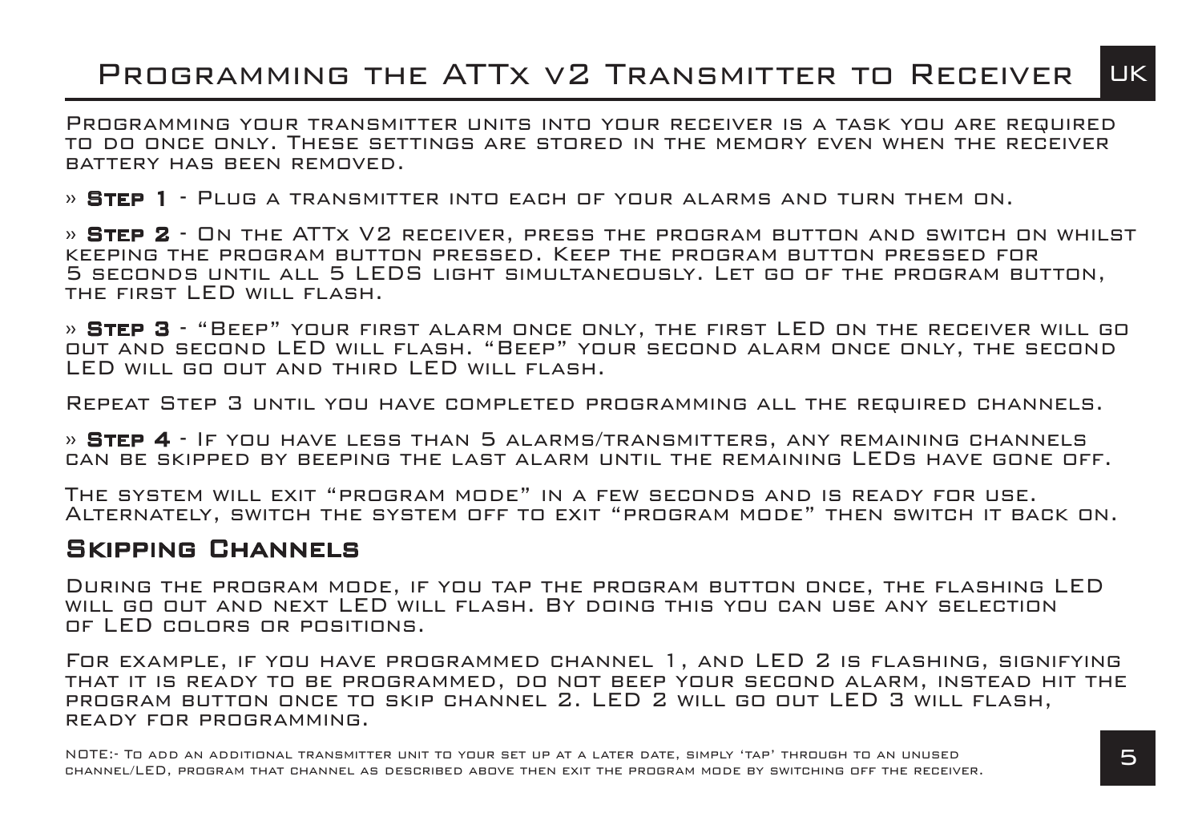# Programming the ATTx v2 Transmitter to Receiver

Programming your transmitter units into your receiver is a task you are required to do once only. These settings are stored in the memory even when the receiver battery has been removed.

» **Step 1** - Plug a transmitter into each of your alarms and turn them on.

» **Step 2** - On the ATTx V2 receiver, press the program button and switch on whilst keeping the program button pressed. Keep the program button pressed for 5 seconds until all 5 LEDS light simultaneously. Let go of the program button, the first LED will flash.

» **Step 3** - "Beep" your first alarm once only, the first LED on the receiver will go out and second LED will flash. "Beep" your second alarm once only, the second LED will go out and third LED will flash.

Repeat Step 3 until you have completed programming all the required channels.

» **Step 4** - If you have less than 5 alarms/transmitters, any remaining channels can be skipped by beeping the last alarm until the remaining LEDs have gone off.

The system will exit "program mode" in a few seconds and is ready for use. Alternately, switch the system off to exit "program mode" then switch it back on.

## Skipping Channels

During the program mode, if you tap the program button once, the flashing LED will go out and next LED will flash. By doing this you can use any selection of LED colors or positions.

For example, if you have programmed channel 1, and LED 2 is flashing, signifying that it is ready to be programmed, do not beep your second alarm, instead hit the program button once to skip channel 2. LED 2 will go out LED 3 will flash, ready for programming.

NOTE:- To add an additional transmitter unit to your set up at a later date, simply 'tap' through to an unused channel/LED, program that channel as described above then exit the program mode by switching off the receiver.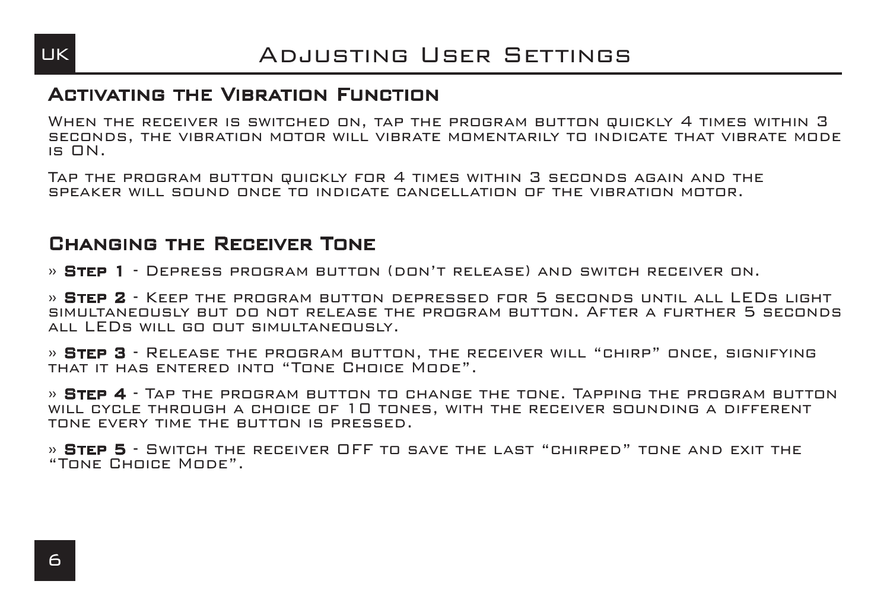# Adjusting User Settings

## Activating the Vibration Function

When the receiver is switched on, tap the program button quickly 4 times within 3 seconds, the vibration motor will vibrate momentarily to indicate that vibrate mode is ON.

Tap the program button quickly for 4 times within 3 seconds again and the speaker will sound once to indicate cancellation of the vibration motor.

## Changing the Receiver Tone

» **Step 1** - Depress program button (don't release) and switch receiver on.

» **Step 2** - Keep the program button depressed for 5 seconds until all LEDs light simultaneously but do not release the program button. After a further 5 seconds all LEDs will go out simultaneously.

» **Step 3** - Release the program button, the receiver will "chirp" once, signifying that it has entered into "Tone Choice Mode".

» **Step 4** - Tap the program button to change the tone. Tapping the program button will cycle through a choice of 10 tones, with the receiver sounding a different tone every time the button is pressed.

» **Step 5** - Switch the receiver OFF to save the last "chirped" tone and exit the "Tone Choice Mode".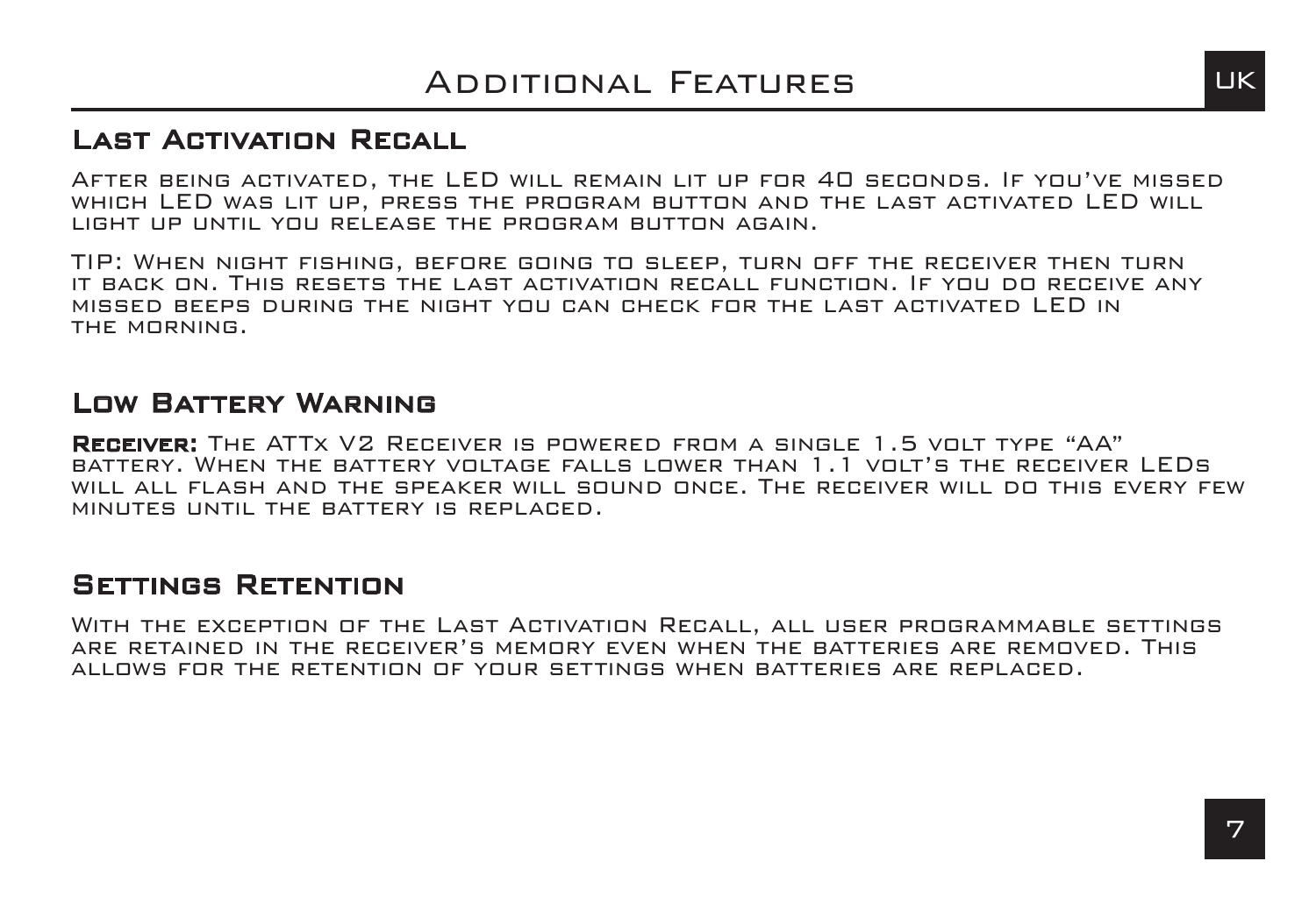# Additional Features

## Last Activation Recall

After being activated, the LED will remain lit up for 40 seconds. If you've missed which LED was lit up, press the program button and the last activated LED will light up until you release the program button again.

TIP: When night fishing, before going to sleep, turn off the receiver then turn it back on. This resets the last activation recall function. If you do receive any missed beeps during the night you can check for the last activated LED in the morning.

## Low Battery Warning

**Receiver:** The ATTx V2 Receiver is powered from a single 1.5 volt type "AA" battery. When the battery voltage falls lower than 1.1 volt's the receiver LEDs will all flash and the speaker will sound once. The receiver will do this every few minutes until the battery is replaced.

## Settings Retention

With the exception of the Last Activation Recall, all user programmable settings are retained in the receiver's memory even when the batteries are removed. This allows for the retention of your settings when batteries are replaced.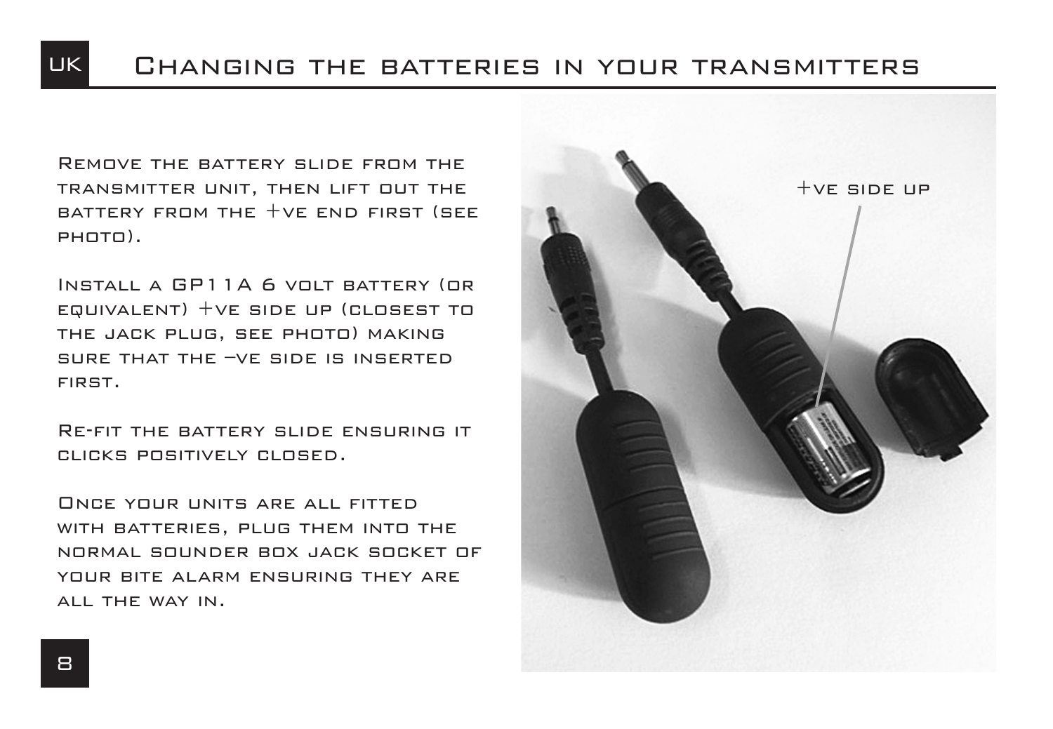# Changing the batteries in your transmitters

Remove the battery slide from the transmitter unit, then lift out the battery from the +ve end first (see photo).

Install a GP11A 6 volt battery (or equivalent) +ve side up (closest to the jack plug, see photo) making sure that the –ve side is inserted first.

Re-fit the battery slide ensuring it clicks positively closed.

Once your units are all fitted with batteries, plug them into the normal sounder box jack socket of your bite alarm ensuring they are all the way in.

+ve side up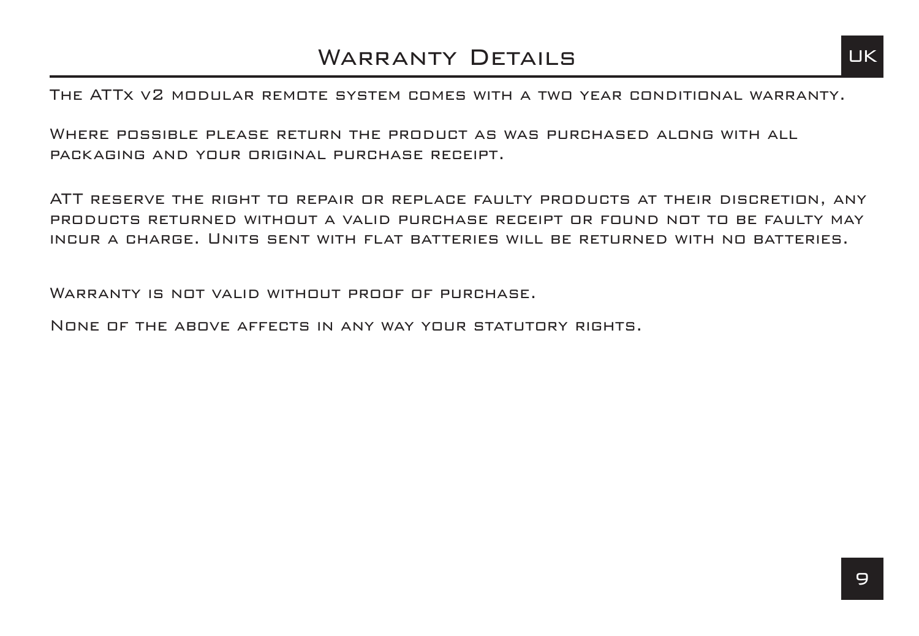# Warranty Details

The ATTx v2 modular remote system comes with a two year conditional warranty.

Where possible please return the product as was purchased along with all packaging and your original purchase receipt.

ATT reserve the right to repair or replace faulty products at their discretion, any products returned without a valid purchase receipt or found not to be faulty may incur a charge. Units sent with flat batteries will be returned with no batteries.

Warranty is not valid without proof of purchase.

None of the above affects in any way your statutory rights.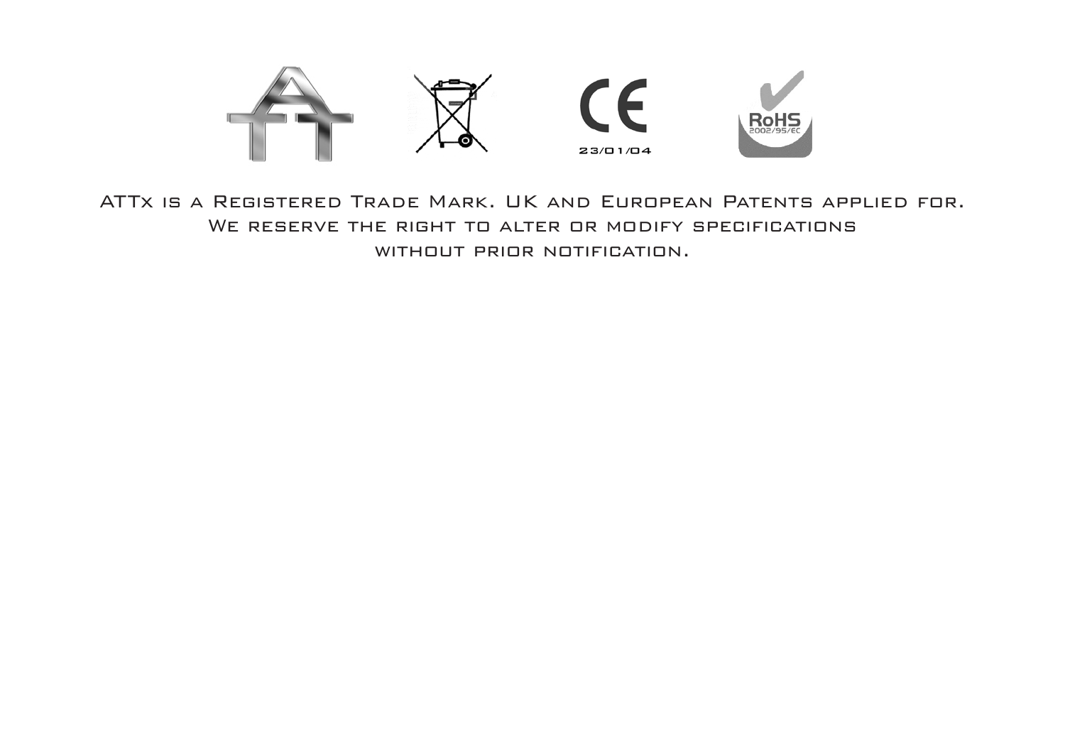23/01/04

RoHS
2002/95/EC

ATTx is a Registered Trade Mark. UK and European Patents applied for.
We reserve the right to alter or modify specifications
without prior notification.